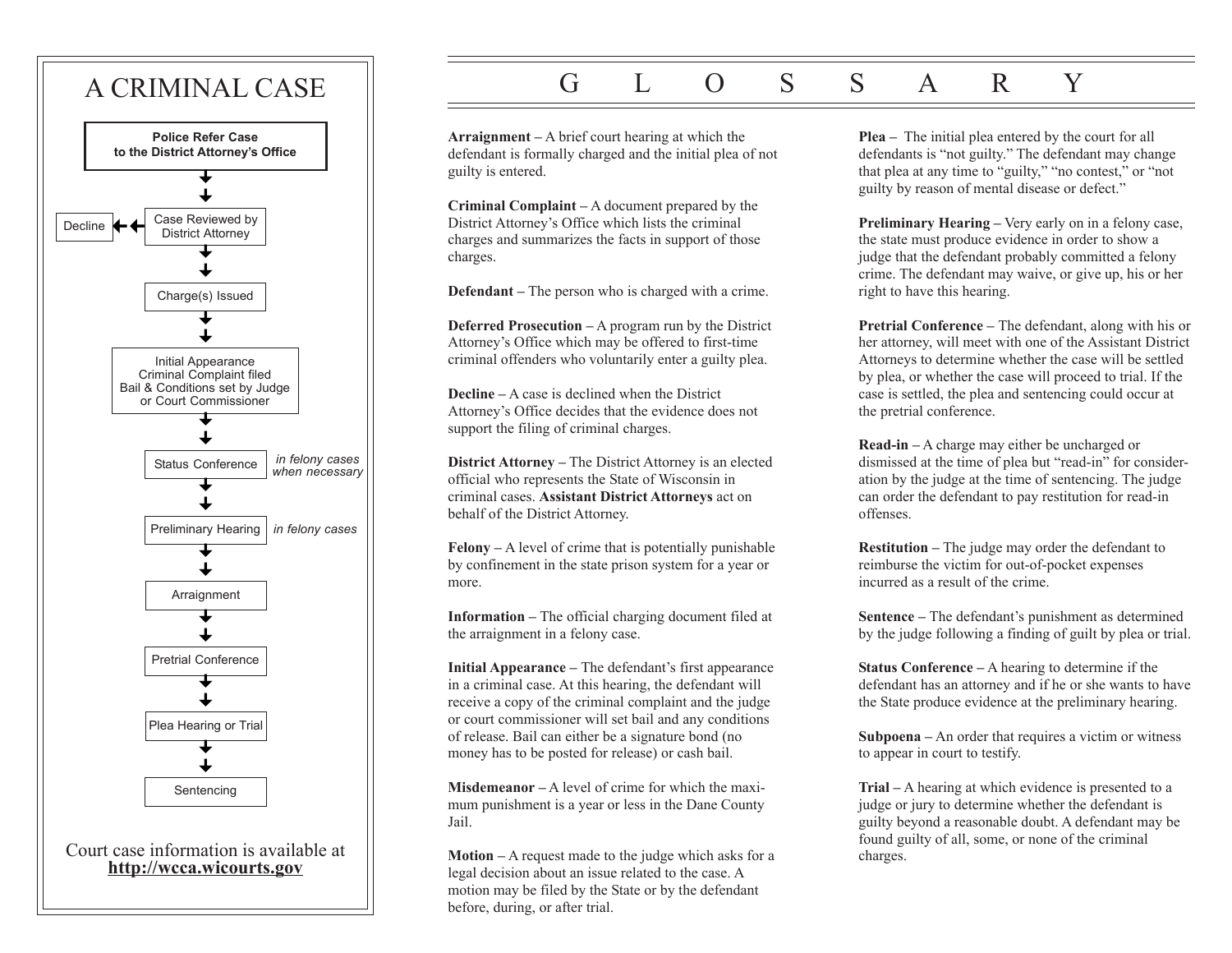# A CRIMINAL CASE

**Police Refer Case to the District Attorney's Office**

↓

Case Reviewed by District Attorney → Decline

↓

Charge(s) Issued

↓

Initial Appearance
Criminal Complaint filed
Bail & Conditions set by Judge or Court Commissioner

↓

Status Conference — *in felony cases when necessary*

↓

Preliminary Hearing — *in felony cases*

↓

Arraignment

↓

Pretrial Conference

↓

Plea Hearing or Trial

↓

Sentencing

Court case information is available at
**http://wcca.wicourts.gov**

# GLOSSARY

**Arraignment –** A brief court hearing at which the defendant is formally charged and the initial plea of not guilty is entered.

**Criminal Complaint –** A document prepared by the District Attorney's Office which lists the criminal charges and summarizes the facts in support of those charges.

**Defendant –** The person who is charged with a crime.

**Deferred Prosecution –** A program run by the District Attorney's Office which may be offered to first-time criminal offenders who voluntarily enter a guilty plea.

**Decline –** A case is declined when the District Attorney's Office decides that the evidence does not support the filing of criminal charges.

**District Attorney –** The District Attorney is an elected official who represents the State of Wisconsin in criminal cases. **Assistant District Attorneys** act on behalf of the District Attorney.

**Felony –** A level of crime that is potentially punishable by confinement in the state prison system for a year or more.

**Information –** The official charging document filed at the arraignment in a felony case.

**Initial Appearance –** The defendant's first appearance in a criminal case. At this hearing, the defendant will receive a copy of the criminal complaint and the judge or court commissioner will set bail and any conditions of release. Bail can either be a signature bond (no money has to be posted for release) or cash bail.

**Misdemeanor –** A level of crime for which the maximum punishment is a year or less in the Dane County Jail.

**Motion –** A request made to the judge which asks for a legal decision about an issue related to the case. A motion may be filed by the State or by the defendant before, during, or after trial.

**Plea –** The initial plea entered by the court for all defendants is "not guilty." The defendant may change that plea at any time to "guilty," "no contest," or "not guilty by reason of mental disease or defect."

**Preliminary Hearing –** Very early on in a felony case, the state must produce evidence in order to show a judge that the defendant probably committed a felony crime. The defendant may waive, or give up, his or her right to have this hearing.

**Pretrial Conference –** The defendant, along with his or her attorney, will meet with one of the Assistant District Attorneys to determine whether the case will be settled by plea, or whether the case will proceed to trial. If the case is settled, the plea and sentencing could occur at the pretrial conference.

**Read-in –** A charge may either be uncharged or dismissed at the time of plea but "read-in" for consideration by the judge at the time of sentencing. The judge can order the defendant to pay restitution for read-in offenses.

**Restitution –** The judge may order the defendant to reimburse the victim for out-of-pocket expenses incurred as a result of the crime.

**Sentence –** The defendant's punishment as determined by the judge following a finding of guilt by plea or trial.

**Status Conference –** A hearing to determine if the defendant has an attorney and if he or she wants to have the State produce evidence at the preliminary hearing.

**Subpoena –** An order that requires a victim or witness to appear in court to testify.

**Trial –** A hearing at which evidence is presented to a judge or jury to determine whether the defendant is guilty beyond a reasonable doubt. A defendant may be found guilty of all, some, or none of the criminal charges.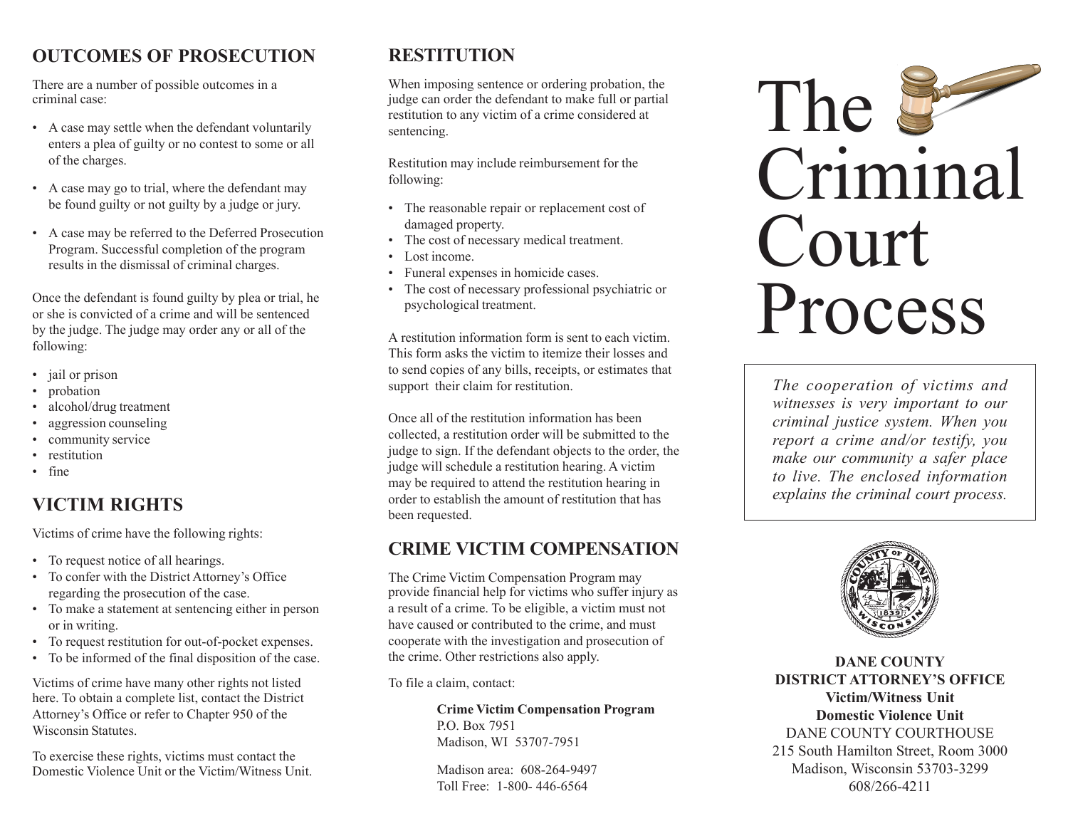## OUTCOMES OF PROSECUTION

There are a number of possible outcomes in a criminal case:

- A case may settle when the defendant voluntarily enters a plea of guilty or no contest to some or all of the charges.
- A case may go to trial, where the defendant may be found guilty or not guilty by a judge or jury.
- A case may be referred to the Deferred Prosecution Program. Successful completion of the program results in the dismissal of criminal charges.

Once the defendant is found guilty by plea or trial, he or she is convicted of a crime and will be sentenced by the judge. The judge may order any or all of the following:

- jail or prison
- probation
- alcohol/drug treatment
- aggression counseling
- community service
- restitution
- fine

## VICTIM RIGHTS

Victims of crime have the following rights:

- To request notice of all hearings.
- To confer with the District Attorney's Office regarding the prosecution of the case.
- To make a statement at sentencing either in person or in writing.
- To request restitution for out-of-pocket expenses.
- To be informed of the final disposition of the case.

Victims of crime have many other rights not listed here. To obtain a complete list, contact the District Attorney's Office or refer to Chapter 950 of the Wisconsin Statutes.

To exercise these rights, victims must contact the Domestic Violence Unit or the Victim/Witness Unit.

## RESTITUTION

When imposing sentence or ordering probation, the judge can order the defendant to make full or partial restitution to any victim of a crime considered at sentencing.

Restitution may include reimbursement for the following:

- The reasonable repair or replacement cost of damaged property.
- The cost of necessary medical treatment.
- Lost income.
- Funeral expenses in homicide cases.
- The cost of necessary professional psychiatric or psychological treatment.

A restitution information form is sent to each victim. This form asks the victim to itemize their losses and to send copies of any bills, receipts, or estimates that support their claim for restitution.

Once all of the restitution information has been collected, a restitution order will be submitted to the judge to sign. If the defendant objects to the order, the judge will schedule a restitution hearing. A victim may be required to attend the restitution hearing in order to establish the amount of restitution that has been requested.

## CRIME VICTIM COMPENSATION

The Crime Victim Compensation Program may provide financial help for victims who suffer injury as a result of a crime. To be eligible, a victim must not have caused or contributed to the crime, and must cooperate with the investigation and prosecution of the crime. Other restrictions also apply.

To file a claim, contact:

**Crime Victim Compensation Program**
P.O. Box 7951
Madison, WI 53707-7951

Madison area: 608-264-9497
Toll Free: 1-800- 446-6564

# The Criminal Court Process

*The cooperation of victims and witnesses is very important to our criminal justice system. When you report a crime and/or testify, you make our community a safer place to live. The enclosed information explains the criminal court process.*

**DANE COUNTY**
**DISTRICT ATTORNEY'S OFFICE**
**Victim/Witness Unit**
**Domestic Violence Unit**
DANE COUNTY COURTHOUSE
215 South Hamilton Street, Room 3000
Madison, Wisconsin 53703-3299
608/266-4211